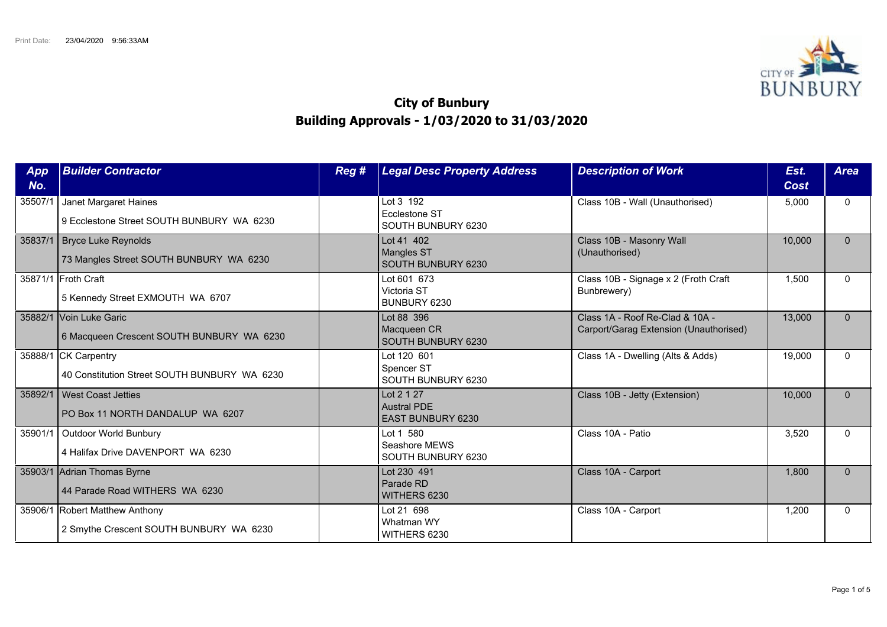Print Date: 23/04/2020 9:56:33AM

# City of Bunbury
## Building Approvals - 1/03/2020 to 31/03/2020

| App No. | Builder Contractor | Reg # | Legal Desc Property Address | Description of Work | Est. Cost | Area |
|---|---|---|---|---|---|---|
| 35507/1 | Janet Margaret Haines<br>9 Ecclestone Street SOUTH BUNBURY WA 6230 | | Lot 3 192<br>Ecclestone ST<br>SOUTH BUNBURY 6230 | Class 10B - Wall (Unauthorised) | 5,000 | 0 |
| 35837/1 | Bryce Luke Reynolds<br>73 Mangles Street SOUTH BUNBURY WA 6230 | | Lot 41 402<br>Mangles ST<br>SOUTH BUNBURY 6230 | Class 10B - Masonry Wall (Unauthorised) | 10,000 | 0 |
| 35871/1 | Froth Craft<br>5 Kennedy Street EXMOUTH WA 6707 | | Lot 601 673<br>Victoria ST<br>BUNBURY 6230 | Class 10B - Signage x 2 (Froth Craft Bunbrewery) | 1,500 | 0 |
| 35882/1 | Voin Luke Garic<br>6 Macqueen Crescent SOUTH BUNBURY WA 6230 | | Lot 88 396<br>Macqueen CR<br>SOUTH BUNBURY 6230 | Class 1A - Roof Re-Clad & 10A - Carport/Garag Extension (Unauthorised) | 13,000 | 0 |
| 35888/1 | CK Carpentry<br>40 Constitution Street SOUTH BUNBURY WA 6230 | | Lot 120 601<br>Spencer ST<br>SOUTH BUNBURY 6230 | Class 1A - Dwelling (Alts & Adds) | 19,000 | 0 |
| 35892/1 | West Coast Jetties<br>PO Box 11 NORTH DANDALUP WA 6207 | | Lot 2 1 27<br>Austral PDE<br>EAST BUNBURY 6230 | Class 10B - Jetty (Extension) | 10,000 | 0 |
| 35901/1 | Outdoor World Bunbury<br>4 Halifax Drive DAVENPORT WA 6230 | | Lot 1 580<br>Seashore MEWS<br>SOUTH BUNBURY 6230 | Class 10A - Patio | 3,520 | 0 |
| 35903/1 | Adrian Thomas Byrne<br>44 Parade Road WITHERS WA 6230 | | Lot 230 491<br>Parade RD<br>WITHERS 6230 | Class 10A - Carport | 1,800 | 0 |
| 35906/1 | Robert Matthew Anthony<br>2 Smythe Crescent SOUTH BUNBURY WA 6230 | | Lot 21 698<br>Whatman WY<br>WITHERS 6230 | Class 10A - Carport | 1,200 | 0 |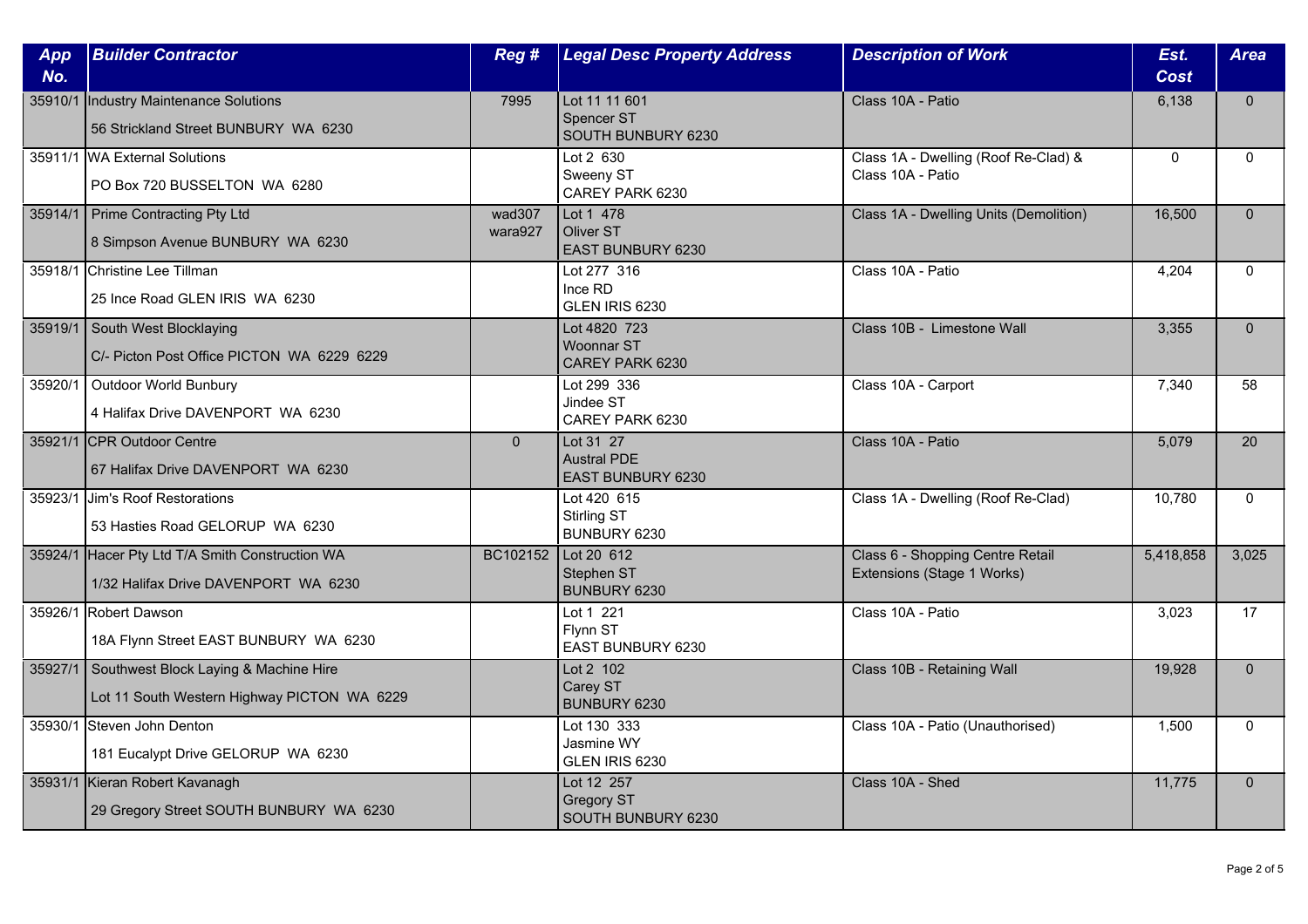| App No. | Builder Contractor | Reg # | Legal Desc Property Address | Description of Work | Est. Cost | Area |
|---|---|---|---|---|---|---|
| 35910/1 | Industry Maintenance Solutions<br>56 Strickland Street BUNBURY WA 6230 | 7995 | Lot 11 11 601<br>Spencer ST<br>SOUTH BUNBURY 6230 | Class 10A - Patio | 6,138 | 0 |
| 35911/1 | WA External Solutions<br>PO Box 720 BUSSELTON WA 6280 | | Lot 2 630<br>Sweeny ST<br>CAREY PARK 6230 | Class 1A - Dwelling (Roof Re-Clad) & Class 10A - Patio | 0 | 0 |
| 35914/1 | Prime Contracting Pty Ltd<br>8 Simpson Avenue BUNBURY WA 6230 | wad307<br>wara927 | Lot 1 478<br>Oliver ST<br>EAST BUNBURY 6230 | Class 1A - Dwelling Units (Demolition) | 16,500 | 0 |
| 35918/1 | Christine Lee Tillman<br>25 Ince Road GLEN IRIS WA 6230 | | Lot 277 316<br>Ince RD<br>GLEN IRIS 6230 | Class 10A - Patio | 4,204 | 0 |
| 35919/1 | South West Blocklaying<br>C/- Picton Post Office PICTON WA 6229 6229 | | Lot 4820 723<br>Woonnar ST<br>CAREY PARK 6230 | Class 10B - Limestone Wall | 3,355 | 0 |
| 35920/1 | Outdoor World Bunbury<br>4 Halifax Drive DAVENPORT WA 6230 | | Lot 299 336<br>Jindee ST<br>CAREY PARK 6230 | Class 10A - Carport | 7,340 | 58 |
| 35921/1 | CPR Outdoor Centre<br>67 Halifax Drive DAVENPORT WA 6230 | 0 | Lot 31 27<br>Austral PDE<br>EAST BUNBURY 6230 | Class 10A - Patio | 5,079 | 20 |
| 35923/1 | Jim's Roof Restorations<br>53 Hasties Road GELORUP WA 6230 | | Lot 420 615<br>Stirling ST<br>BUNBURY 6230 | Class 1A - Dwelling (Roof Re-Clad) | 10,780 | 0 |
| 35924/1 | Hacer Pty Ltd T/A Smith Construction WA<br>1/32 Halifax Drive DAVENPORT WA 6230 | BC102152 | Lot 20 612<br>Stephen ST<br>BUNBURY 6230 | Class 6 - Shopping Centre Retail Extensions (Stage 1 Works) | 5,418,858 | 3,025 |
| 35926/1 | Robert Dawson<br>18A Flynn Street EAST BUNBURY WA 6230 | | Lot 1 221<br>Flynn ST<br>EAST BUNBURY 6230 | Class 10A - Patio | 3,023 | 17 |
| 35927/1 | Southwest Block Laying & Machine Hire<br>Lot 11 South Western Highway PICTON WA 6229 | | Lot 2 102<br>Carey ST<br>BUNBURY 6230 | Class 10B - Retaining Wall | 19,928 | 0 |
| 35930/1 | Steven John Denton<br>181 Eucalypt Drive GELORUP WA 6230 | | Lot 130 333<br>Jasmine WY<br>GLEN IRIS 6230 | Class 10A - Patio (Unauthorised) | 1,500 | 0 |
| 35931/1 | Kieran Robert Kavanagh<br>29 Gregory Street SOUTH BUNBURY WA 6230 | | Lot 12 257<br>Gregory ST<br>SOUTH BUNBURY 6230 | Class 10A - Shed | 11,775 | 0 |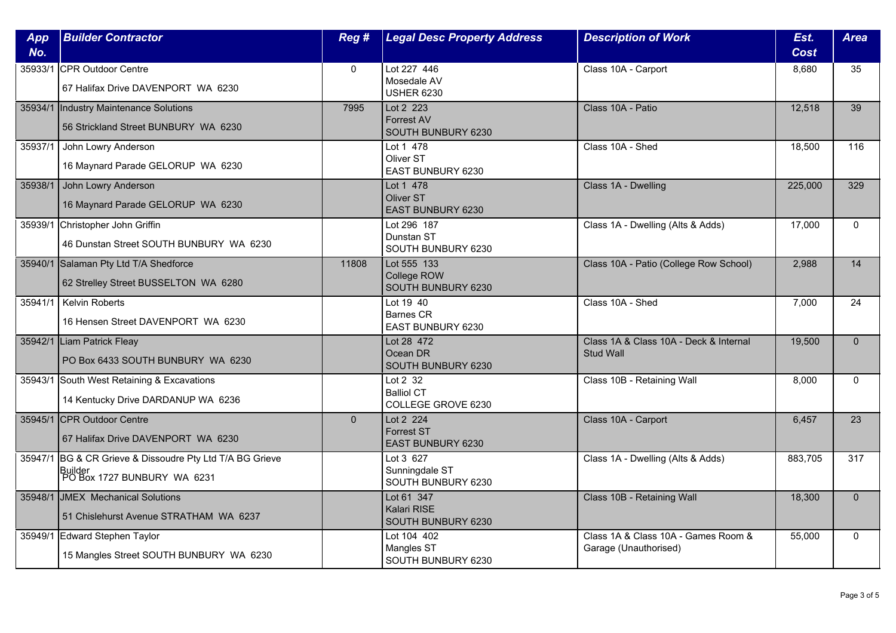| App No. | Builder Contractor | Reg # | Legal Desc Property Address | Description of Work | Est. Cost | Area |
|---|---|---|---|---|---|---|
| 35933/1 | CPR Outdoor Centre<br>67 Halifax Drive DAVENPORT WA 6230 | 0 | Lot 227 446<br>Mosedale AV<br>USHER 6230 | Class 10A - Carport | 8,680 | 35 |
| 35934/1 | Industry Maintenance Solutions<br>56 Strickland Street BUNBURY WA 6230 | 7995 | Lot 2 223<br>Forrest AV<br>SOUTH BUNBURY 6230 | Class 10A - Patio | 12,518 | 39 |
| 35937/1 | John Lowry Anderson<br>16 Maynard Parade GELORUP WA 6230 | | Lot 1 478<br>Oliver ST<br>EAST BUNBURY 6230 | Class 10A - Shed | 18,500 | 116 |
| 35938/1 | John Lowry Anderson<br>16 Maynard Parade GELORUP WA 6230 | | Lot 1 478<br>Oliver ST<br>EAST BUNBURY 6230 | Class 1A - Dwelling | 225,000 | 329 |
| 35939/1 | Christopher John Griffin<br>46 Dunstan Street SOUTH BUNBURY WA 6230 | | Lot 296 187<br>Dunstan ST<br>SOUTH BUNBURY 6230 | Class 1A - Dwelling (Alts & Adds) | 17,000 | 0 |
| 35940/1 | Salaman Pty Ltd T/A Shedforce<br>62 Strelley Street BUSSELTON WA 6280 | 11808 | Lot 555 133<br>College ROW<br>SOUTH BUNBURY 6230 | Class 10A - Patio (College Row School) | 2,988 | 14 |
| 35941/1 | Kelvin Roberts<br>16 Hensen Street DAVENPORT WA 6230 | | Lot 19 40<br>Barnes CR<br>EAST BUNBURY 6230 | Class 10A - Shed | 7,000 | 24 |
| 35942/1 | Liam Patrick Fleay<br>PO Box 6433 SOUTH BUNBURY WA 6230 | | Lot 28 472<br>Ocean DR<br>SOUTH BUNBURY 6230 | Class 1A & Class 10A - Deck & Internal Stud Wall | 19,500 | 0 |
| 35943/1 | South West Retaining & Excavations<br>14 Kentucky Drive DARDANUP WA 6236 | | Lot 2 32<br>Balliol CT<br>COLLEGE GROVE 6230 | Class 10B - Retaining Wall | 8,000 | 0 |
| 35945/1 | CPR Outdoor Centre<br>67 Halifax Drive DAVENPORT WA 6230 | 0 | Lot 2 224<br>Forrest ST<br>EAST BUNBURY 6230 | Class 10A - Carport | 6,457 | 23 |
| 35947/1 | BG & CR Grieve & Dissoudre Pty Ltd T/A BG Grieve Builder<br>PO Box 1727 BUNBURY WA 6231 | | Lot 3 627<br>Sunningdale ST<br>SOUTH BUNBURY 6230 | Class 1A - Dwelling (Alts & Adds) | 883,705 | 317 |
| 35948/1 | JMEX Mechanical Solutions<br>51 Chislehurst Avenue STRATHAM WA 6237 | | Lot 61 347<br>Kalari RISE<br>SOUTH BUNBURY 6230 | Class 10B - Retaining Wall | 18,300 | 0 |
| 35949/1 | Edward Stephen Taylor<br>15 Mangles Street SOUTH BUNBURY WA 6230 | | Lot 104 402<br>Mangles ST<br>SOUTH BUNBURY 6230 | Class 1A & Class 10A - Games Room & Garage (Unauthorised) | 55,000 | 0 |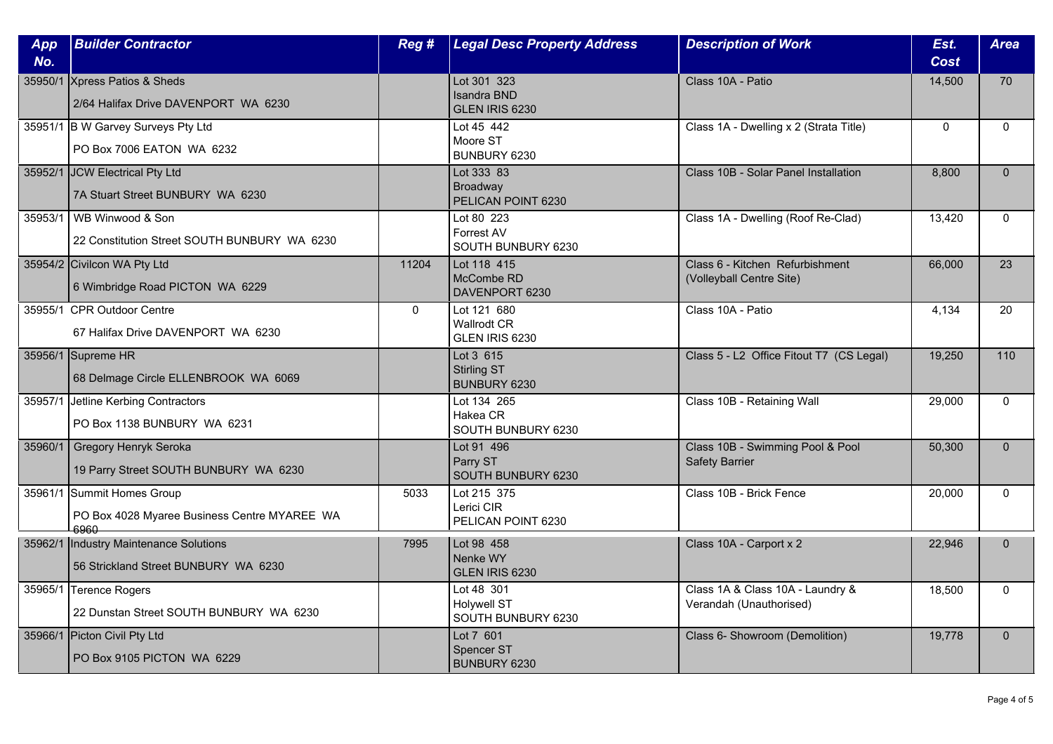| App No. | Builder Contractor | Reg # | Legal Desc Property Address | Description of Work | Est. Cost | Area |
|---|---|---|---|---|---|---|
| 35950/1 | Xpress Patios & Sheds<br>2/64 Halifax Drive DAVENPORT WA 6230 | | Lot 301 323<br>Isandra BND<br>GLEN IRIS 6230 | Class 10A - Patio | 14,500 | 70 |
| 35951/1 | B W Garvey Surveys Pty Ltd<br>PO Box 7006 EATON WA 6232 | | Lot 45 442<br>Moore ST<br>BUNBURY 6230 | Class 1A - Dwelling x 2 (Strata Title) | 0 | 0 |
| 35952/1 | JCW Electrical Pty Ltd<br>7A Stuart Street BUNBURY WA 6230 | | Lot 333 83<br>Broadway<br>PELICAN POINT 6230 | Class 10B - Solar Panel Installation | 8,800 | 0 |
| 35953/1 | WB Winwood & Son<br>22 Constitution Street SOUTH BUNBURY WA 6230 | | Lot 80 223<br>Forrest AV<br>SOUTH BUNBURY 6230 | Class 1A - Dwelling (Roof Re-Clad) | 13,420 | 0 |
| 35954/2 | Civilcon WA Pty Ltd<br>6 Wimbridge Road PICTON WA 6229 | 11204 | Lot 118 415<br>McCombe RD<br>DAVENPORT 6230 | Class 6 - Kitchen Refurbishment (Volleyball Centre Site) | 66,000 | 23 |
| 35955/1 | CPR Outdoor Centre<br>67 Halifax Drive DAVENPORT WA 6230 | 0 | Lot 121 680<br>Wallrodt CR<br>GLEN IRIS 6230 | Class 10A - Patio | 4,134 | 20 |
| 35956/1 | Supreme HR<br>68 Delmage Circle ELLENBROOK WA 6069 | | Lot 3 615<br>Stirling ST<br>BUNBURY 6230 | Class 5 - L2 Office Fitout T7 (CS Legal) | 19,250 | 110 |
| 35957/1 | Jetline Kerbing Contractors<br>PO Box 1138 BUNBURY WA 6231 | | Lot 134 265<br>Hakea CR<br>SOUTH BUNBURY 6230 | Class 10B - Retaining Wall | 29,000 | 0 |
| 35960/1 | Gregory Henryk Seroka<br>19 Parry Street SOUTH BUNBURY WA 6230 | | Lot 91 496<br>Parry ST<br>SOUTH BUNBURY 6230 | Class 10B - Swimming Pool & Pool Safety Barrier | 50,300 | 0 |
| 35961/1 | Summit Homes Group<br>PO Box 4028 Myaree Business Centre MYAREE WA 6960 | 5033 | Lot 215 375<br>Lerici CIR<br>PELICAN POINT 6230 | Class 10B - Brick Fence | 20,000 | 0 |
| 35962/1 | Industry Maintenance Solutions<br>56 Strickland Street BUNBURY WA 6230 | 7995 | Lot 98 458<br>Nenke WY<br>GLEN IRIS 6230 | Class 10A - Carport x 2 | 22,946 | 0 |
| 35965/1 | Terence Rogers<br>22 Dunstan Street SOUTH BUNBURY WA 6230 | | Lot 48 301<br>Holywell ST<br>SOUTH BUNBURY 6230 | Class 1A & Class 10A - Laundry & Verandah (Unauthorised) | 18,500 | 0 |
| 35966/1 | Picton Civil Pty Ltd<br>PO Box 9105 PICTON WA 6229 | | Lot 7 601<br>Spencer ST<br>BUNBURY 6230 | Class 6- Showroom (Demolition) | 19,778 | 0 |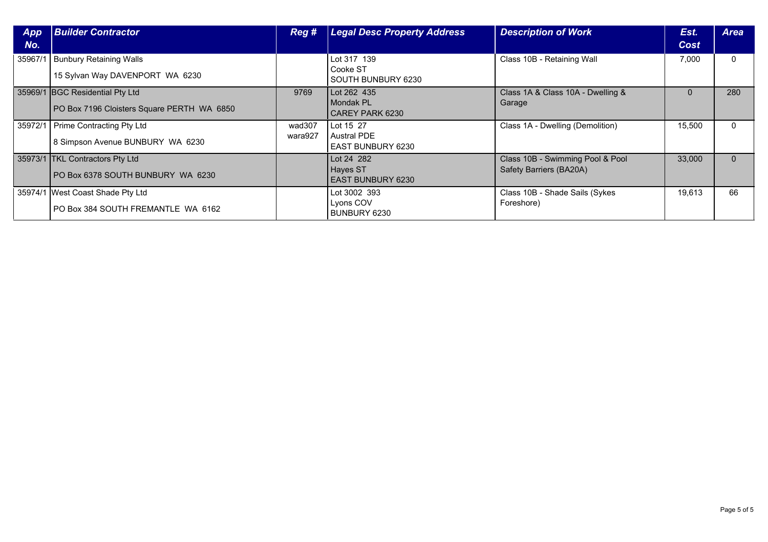| App No. | Builder Contractor | Reg # | Legal Desc Property Address | Description of Work | Est. Cost | Area |
|---|---|---|---|---|---|---|
| 35967/1 | Bunbury Retaining Walls<br>15 Sylvan Way DAVENPORT WA 6230 | | Lot 317 139<br>Cooke ST<br>SOUTH BUNBURY 6230 | Class 10B - Retaining Wall | 7,000 | 0 |
| 35969/1 | BGC Residential Pty Ltd<br>PO Box 7196 Cloisters Square PERTH WA 6850 | 9769 | Lot 262 435<br>Mondak PL<br>CAREY PARK 6230 | Class 1A & Class 10A - Dwelling & Garage | 0 | 280 |
| 35972/1 | Prime Contracting Pty Ltd<br>8 Simpson Avenue BUNBURY WA 6230 | wad307<br>wara927 | Lot 15 27<br>Austral PDE<br>EAST BUNBURY 6230 | Class 1A - Dwelling (Demolition) | 15,500 | 0 |
| 35973/1 | TKL Contractors Pty Ltd<br>PO Box 6378 SOUTH BUNBURY WA 6230 | | Lot 24 282<br>Hayes ST<br>EAST BUNBURY 6230 | Class 10B - Swimming Pool & Pool Safety Barriers (BA20A) | 33,000 | 0 |
| 35974/1 | West Coast Shade Pty Ltd<br>PO Box 384 SOUTH FREMANTLE WA 6162 | | Lot 3002 393<br>Lyons COV<br>BUNBURY 6230 | Class 10B - Shade Sails (Sykes Foreshore) | 19,613 | 66 |